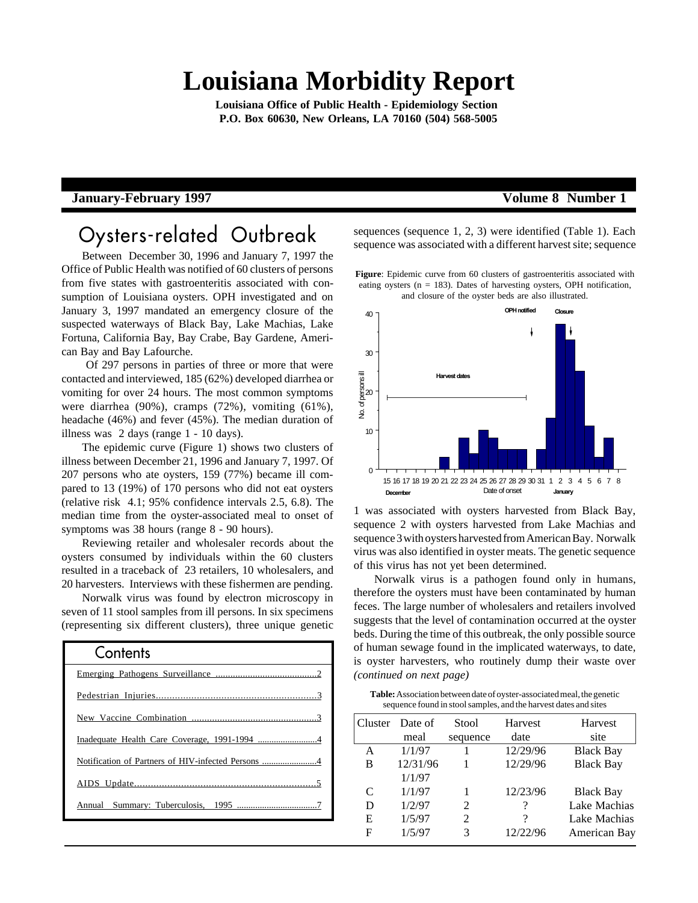# Louisiana Morbidity Report

**Louisiana Office of Public Health - Epidemiology Section**
**P.O. Box 60630, New Orleans, LA 70160 (504) 568-5005**

**January-February 1997** **Volume 8 Number 1**

## Oysters-related Outbreak

Between December 30, 1996 and January 7, 1997 the Office of Public Health was notified of 60 clusters of persons from five states with gastroenteritis associated with consumption of Louisiana oysters. OPH investigated and on January 3, 1997 mandated an emergency closure of the suspected waterways of Black Bay, Lake Machias, Lake Fortuna, California Bay, Bay Crabe, Bay Gardene, American Bay and Bay Lafourche.

Of 297 persons in parties of three or more that were contacted and interviewed, 185 (62%) developed diarrhea or vomiting for over 24 hours. The most common symptoms were diarrhea (90%), cramps (72%), vomiting (61%), headache (46%) and fever (45%). The median duration of illness was 2 days (range 1 - 10 days).

The epidemic curve (Figure 1) shows two clusters of illness between December 21, 1996 and January 7, 1997. Of 207 persons who ate oysters, 159 (77%) became ill compared to 13 (19%) of 170 persons who did not eat oysters (relative risk 4.1; 95% confidence intervals 2.5, 6.8). The median time from the oyster-associated meal to onset of symptoms was 38 hours (range 8 - 90 hours).

Reviewing retailer and wholesaler records about the oysters consumed by individuals within the 60 clusters resulted in a traceback of 23 retailers, 10 wholesalers, and 20 harvesters. Interviews with these fishermen are pending.

Norwalk virus was found by electron microscopy in seven of 11 stool samples from ill persons. In six specimens (representing six different clusters), three unique genetic sequences (sequence 1, 2, 3) were identified (Table 1). Each sequence was associated with a different harvest site; sequence 1 was associated with oysters harvested from Black Bay, sequence 2 with oysters harvested from Lake Machias and sequence 3 with oysters harvested from American Bay. Norwalk virus was also identified in oyster meats. The genetic sequence of this virus has not yet been determined.

**Figure**: Epidemic curve from 60 clusters of gastroenteritis associated with eating oysters (n = 183). Dates of harvesting oysters, OPH notification, and closure of the oyster beds are also illustrated.

Norwalk virus is a pathogen found only in humans, therefore the oysters must have been contaminated by human feces. The large number of wholesalers and retailers involved suggests that the level of contamination occurred at the oyster beds. During the time of this outbreak, the only possible source of human sewage found in the implicated waterways, to date, is oyster harvesters, who routinely dump their waste over *(continued on next page)*

**Table:** Association between date of oyster-associated meal, the genetic sequence found in stool samples, and the harvest dates and sites

| Cluster | Date of meal | Stool sequence | Harvest date | Harvest site |
|---|---|---|---|---|
| A | 1/1/97 | 1 | 12/29/96 | Black Bay |
| B | 12/31/96 1/1/97 | 1 | 12/29/96 | Black Bay |
| C | 1/1/97 | 1 | 12/23/96 | Black Bay |
| D | 1/2/97 | 2 | ? | Lake Machias |
| E | 1/5/97 | 2 | ? | Lake Machias |
| F | 1/5/97 | 3 | 12/22/96 | American Bay |

### Contents

- Emerging Pathogens Surveillance ....2
- Pedestrian Injuries....3
- New Vaccine Combination ....3
- Inadequate Health Care Coverage, 1991-1994 ....4
- Notification of Partners of HIV-infected Persons ....4
- AIDS Update....5
- Annual Summary: Tuberculosis, 1995 ....7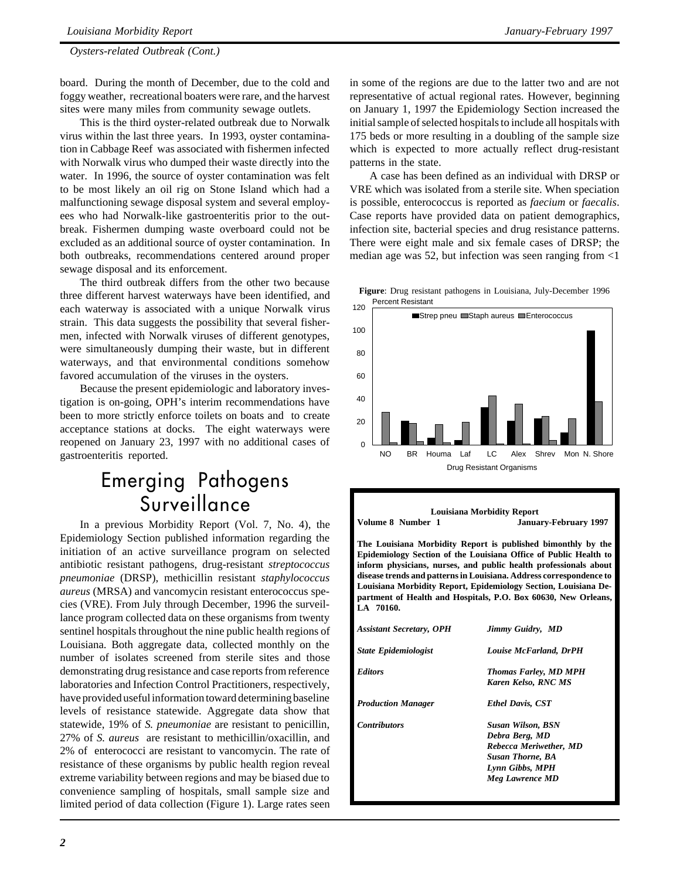*Oysters-related Outbreak (Cont.)*

board. During the month of December, due to the cold and foggy weather, recreational boaters were rare, and the harvest sites were many miles from community sewage outlets.

This is the third oyster-related outbreak due to Norwalk virus within the last three years. In 1993, oyster contamination in Cabbage Reef was associated with fishermen infected with Norwalk virus who dumped their waste directly into the water. In 1996, the source of oyster contamination was felt to be most likely an oil rig on Stone Island which had a malfunctioning sewage disposal system and several employees who had Norwalk-like gastroenteritis prior to the outbreak. Fishermen dumping waste overboard could not be excluded as an additional source of oyster contamination. In both outbreaks, recommendations centered around proper sewage disposal and its enforcement.

The third outbreak differs from the other two because three different harvest waterways have been identified, and each waterway is associated with a unique Norwalk virus strain. This data suggests the possibility that several fishermen, infected with Norwalk viruses of different genotypes, were simultaneously dumping their waste, but in different waterways, and that environmental conditions somehow favored accumulation of the viruses in the oysters.

Because the present epidemiologic and laboratory investigation is on-going, OPH's interim recommendations have been to more strictly enforce toilets on boats and to create acceptance stations at docks. The eight waterways were reopened on January 23, 1997 with no additional cases of gastroenteritis reported.

# Emerging Pathogens Surveillance

In a previous Morbidity Report (Vol. 7, No. 4), the Epidemiology Section published information regarding the initiation of an active surveillance program on selected antibiotic resistant pathogens, drug-resistant *streptococcus pneumoniae* (DRSP), methicillin resistant *staphylococcus aureus* (MRSA) and vancomycin resistant enterococcus species (VRE). From July through December, 1996 the surveillance program collected data on these organisms from twenty sentinel hospitals throughout the nine public health regions of Louisiana. Both aggregate data, collected monthly on the number of isolates screened from sterile sites and those demonstrating drug resistance and case reports from reference laboratories and Infection Control Practitioners, respectively, have provided useful information toward determining baseline levels of resistance statewide. Aggregate data show that statewide, 19% of *S. pneumoniae* are resistant to penicillin, 27% of *S. aureus* are resistant to methicillin/oxacillin, and 2% of enterococci are resistant to vancomycin. The rate of resistance of these organisms by public health region reveal extreme variability between regions and may be biased due to convenience sampling of hospitals, small sample size and limited period of data collection (Figure 1). Large rates seen in some of the regions are due to the latter two and are not representative of actual regional rates. However, beginning on January 1, 1997 the Epidemiology Section increased the initial sample of selected hospitals to include all hospitals with 175 beds or more resulting in a doubling of the sample size which is expected to more actually reflect drug-resistant patterns in the state.

A case has been defined as an individual with DRSP or VRE which was isolated from a sterile site. When speciation is possible, enterococcus is reported as *faecium* or *faecalis*. Case reports have provided data on patient demographics, infection site, bacterial species and drug resistance patterns. There were eight male and six female cases of DRSP; the median age was 52, but infection was seen ranging from <1

**Figure**: Drug resistant pathogens in Louisiana, July-December 1996

Percent Resistant (y-axis, 0–120); Drug Resistant Organisms by region (x-axis): NO, BR, Houma, Laf, LC, Alex, Shrev, Mon, N. Shore. Legend: Strep pneu, Staph aureus, Enterococcus.

**Louisiana Morbidity Report**
**Volume 8 Number 1** **January-February 1997**

**The Louisiana Morbidity Report is published bimonthly by the Epidemiology Section of the Louisiana Office of Public Health to inform physicians, nurses, and public health professionals about disease trends and patterns in Louisiana. Address correspondence to Louisiana Morbidity Report, Epidemiology Section, Louisiana Department of Health and Hospitals, P.O. Box 60630, New Orleans, LA 70160.**

| | |
|---|---|
| ***Assistant Secretary, OPH*** | ***Jimmy Guidry, MD*** |
| ***State Epidemiologist*** | ***Louise McFarland, DrPH*** |
| ***Editors*** | ***Thomas Farley, MD MPH***<br>***Karen Kelso, RNC MS*** |
| ***Production Manager*** | ***Ethel Davis, CST*** |
| ***Contributors*** | ***Susan Wilson, BSN***<br>***Debra Berg, MD***<br>***Rebecca Meriwether, MD***<br>***Susan Thorne, BA***<br>***Lynn Gibbs, MPH***<br>***Meg Lawrence MD*** |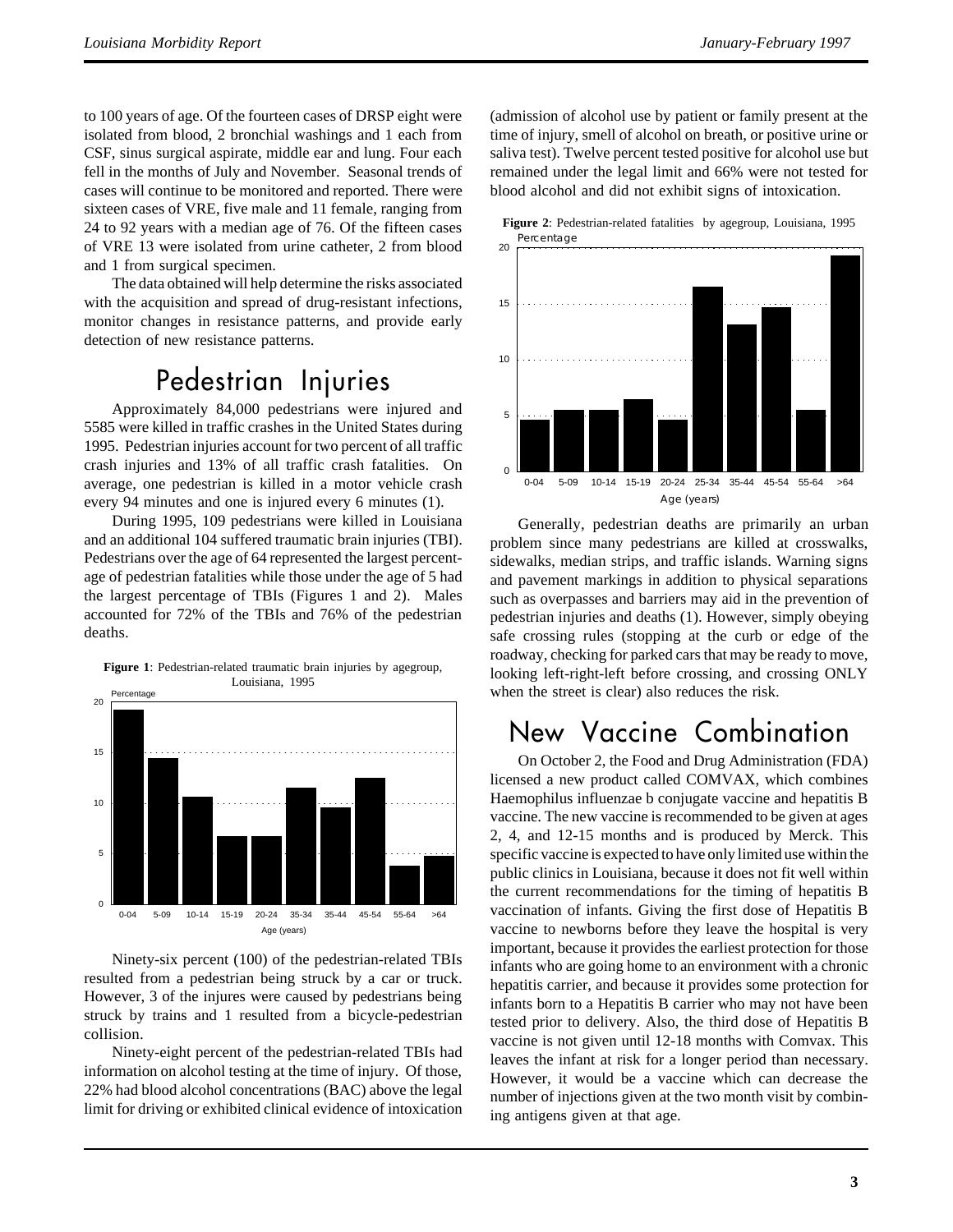to 100 years of age. Of the fourteen cases of DRSP eight were isolated from blood, 2 bronchial washings and 1 each from CSF, sinus surgical aspirate, middle ear and lung. Four each fell in the months of July and November. Seasonal trends of cases will continue to be monitored and reported. There were sixteen cases of VRE, five male and 11 female, ranging from 24 to 92 years with a median age of 76. Of the fifteen cases of VRE 13 were isolated from urine catheter, 2 from blood and 1 from surgical specimen.

The data obtained will help determine the risks associated with the acquisition and spread of drug-resistant infections, monitor changes in resistance patterns, and provide early detection of new resistance patterns.

# Pedestrian Injuries

Approximately 84,000 pedestrians were injured and 5585 were killed in traffic crashes in the United States during 1995. Pedestrian injuries account for two percent of all traffic crash injuries and 13% of all traffic crash fatalities. On average, one pedestrian is killed in a motor vehicle crash every 94 minutes and one is injured every 6 minutes (1).

During 1995, 109 pedestrians were killed in Louisiana and an additional 104 suffered traumatic brain injuries (TBI). Pedestrians over the age of 64 represented the largest percentage of pedestrian fatalities while those under the age of 5 had the largest percentage of TBIs (Figures 1 and 2). Males accounted for 72% of the TBIs and 76% of the pedestrian deaths.

**Figure 1**: Pedestrian-related traumatic brain injuries by agegroup, Louisiana, 1995

Ninety-six percent (100) of the pedestrian-related TBIs resulted from a pedestrian being struck by a car or truck. However, 3 of the injures were caused by pedestrians being struck by trains and 1 resulted from a bicycle-pedestrian collision.

Ninety-eight percent of the pedestrian-related TBIs had information on alcohol testing at the time of injury. Of those, 22% had blood alcohol concentrations (BAC) above the legal limit for driving or exhibited clinical evidence of intoxication (admission of alcohol use by patient or family present at the time of injury, smell of alcohol on breath, or positive urine or saliva test). Twelve percent tested positive for alcohol use but remained under the legal limit and 66% were not tested for blood alcohol and did not exhibit signs of intoxication.

**Figure 2**: Pedestrian-related fatalities by agegroup, Louisiana, 1995

Generally, pedestrian deaths are primarily an urban problem since many pedestrians are killed at crosswalks, sidewalks, median strips, and traffic islands. Warning signs and pavement markings in addition to physical separations such as overpasses and barriers may aid in the prevention of pedestrian injuries and deaths (1). However, simply obeying safe crossing rules (stopping at the curb or edge of the roadway, checking for parked cars that may be ready to move, looking left-right-left before crossing, and crossing ONLY when the street is clear) also reduces the risk.

# New Vaccine Combination

On October 2, the Food and Drug Administration (FDA) licensed a new product called COMVAX, which combines Haemophilus influenzae b conjugate vaccine and hepatitis B vaccine. The new vaccine is recommended to be given at ages 2, 4, and 12-15 months and is produced by Merck. This specific vaccine is expected to have only limited use within the public clinics in Louisiana, because it does not fit well within the current recommendations for the timing of hepatitis B vaccination of infants. Giving the first dose of Hepatitis B vaccine to newborns before they leave the hospital is very important, because it provides the earliest protection for those infants who are going home to an environment with a chronic hepatitis carrier, and because it provides some protection for infants born to a Hepatitis B carrier who may not have been tested prior to delivery. Also, the third dose of Hepatitis B vaccine is not given until 12-18 months with Comvax. This leaves the infant at risk for a longer period than necessary. However, it would be a vaccine which can decrease the number of injections given at the two month visit by combining antigens given at that age.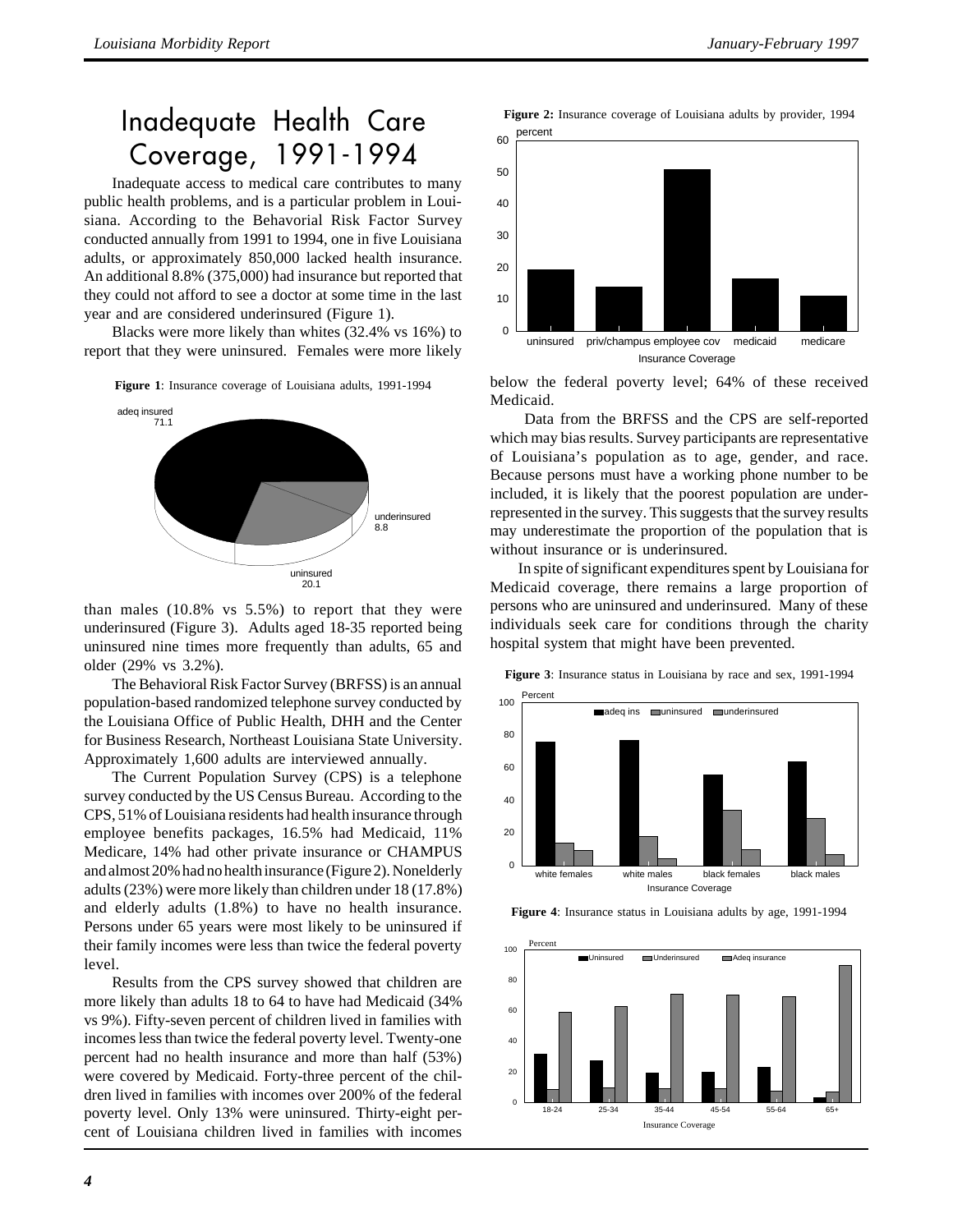# Inadequate Health Care Coverage, 1991-1994

Inadequate access to medical care contributes to many public health problems, and is a particular problem in Louisiana. According to the Behavorial Risk Factor Survey conducted annually from 1991 to 1994, one in five Louisiana adults, or approximately 850,000 lacked health insurance. An additional 8.8% (375,000) had insurance but reported that they could not afford to see a doctor at some time in the last year and are considered underinsured (Figure 1).

Blacks were more likely than whites (32.4% vs 16%) to report that they were uninsured. Females were more likely than males (10.8% vs 5.5%) to report that they were underinsured (Figure 3). Adults aged 18-35 reported being uninsured nine times more frequently than adults, 65 and older (29% vs 3.2%).

**Figure 1**: Insurance coverage of Louisiana adults, 1991-1994

The Behavioral Risk Factor Survey (BRFSS) is an annual population-based randomized telephone survey conducted by the Louisiana Office of Public Health, DHH and the Center for Business Research, Northeast Louisiana State University. Approximately 1,600 adults are interviewed annually.

The Current Population Survey (CPS) is a telephone survey conducted by the US Census Bureau. According to the CPS, 51% of Louisiana residents had health insurance through employee benefits packages, 16.5% had Medicaid, 11% Medicare, 14% had other private insurance or CHAMPUS and almost 20% had no health insurance (Figure 2). Nonelderly adults (23%) were more likely than children under 18 (17.8%) and elderly adults (1.8%) to have no health insurance. Persons under 65 years were most likely to be uninsured if their family incomes were less than twice the federal poverty level.

Results from the CPS survey showed that children are more likely than adults 18 to 64 to have had Medicaid (34% vs 9%). Fifty-seven percent of children lived in families with incomes less than twice the federal poverty level. Twenty-one percent had no health insurance and more than half (53%) were covered by Medicaid. Forty-three percent of the children lived in families with incomes over 200% of the federal poverty level. Only 13% were uninsured. Thirty-eight percent of Louisiana children lived in families with incomes below the federal poverty level; 64% of these received Medicaid.

**Figure 2:** Insurance coverage of Louisiana adults by provider, 1994

Data from the BRFSS and the CPS are self-reported which may bias results. Survey participants are representative of Louisiana's population as to age, gender, and race. Because persons must have a working phone number to be included, it is likely that the poorest population are under-represented in the survey. This suggests that the survey results may underestimate the proportion of the population that is without insurance or is underinsured.

In spite of significant expenditures spent by Louisiana for Medicaid coverage, there remains a large proportion of persons who are uninsured and underinsured. Many of these individuals seek care for conditions through the charity hospital system that might have been prevented.

**Figure 3**: Insurance status in Louisiana by race and sex, 1991-1994

**Figure 4**: Insurance status in Louisiana adults by age, 1991-1994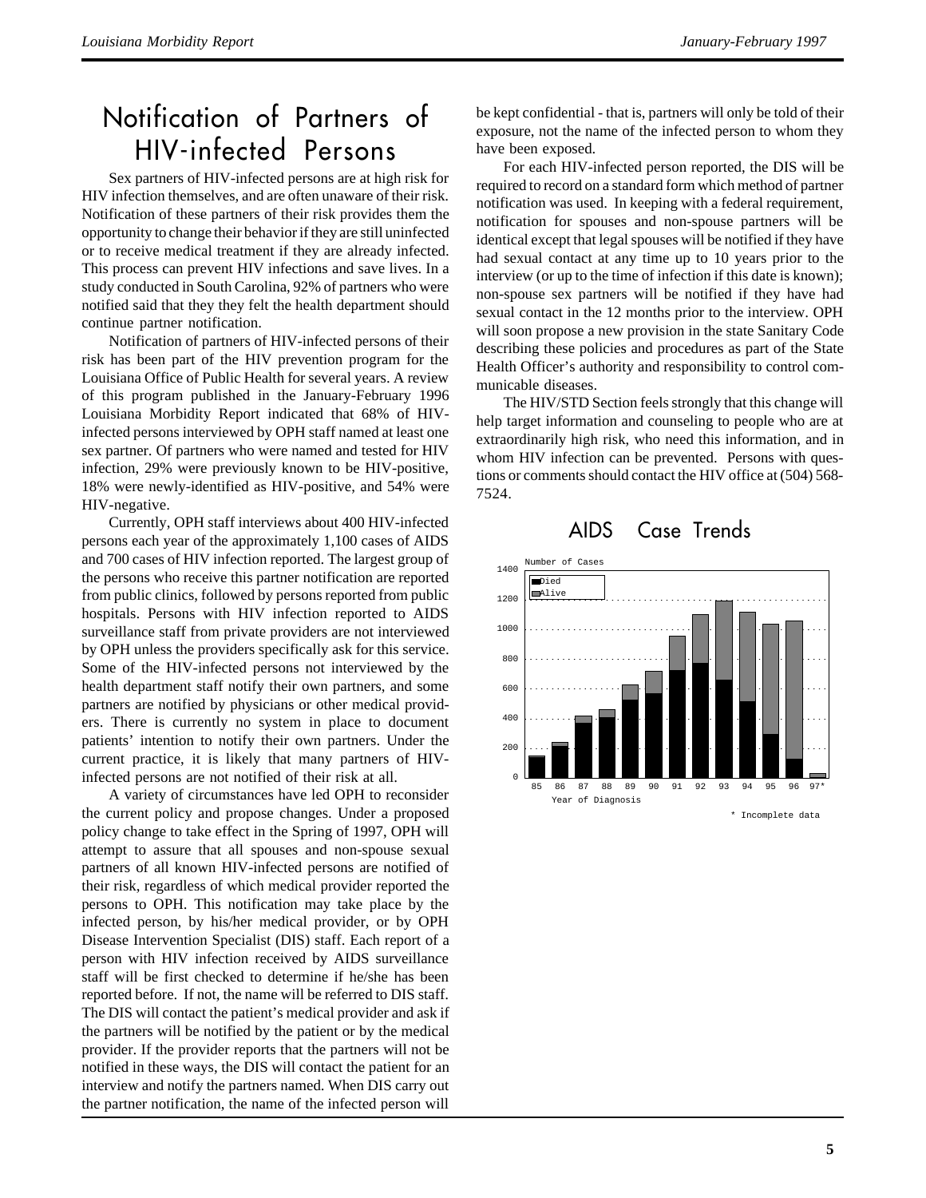# Notification of Partners of HIV-infected Persons

Sex partners of HIV-infected persons are at high risk for HIV infection themselves, and are often unaware of their risk. Notification of these partners of their risk provides them the opportunity to change their behavior if they are still uninfected or to receive medical treatment if they are already infected. This process can prevent HIV infections and save lives. In a study conducted in South Carolina, 92% of partners who were notified said that they they felt the health department should continue partner notification.

Notification of partners of HIV-infected persons of their risk has been part of the HIV prevention program for the Louisiana Office of Public Health for several years. A review of this program published in the January-February 1996 Louisiana Morbidity Report indicated that 68% of HIV-infected persons interviewed by OPH staff named at least one sex partner. Of partners who were named and tested for HIV infection, 29% were previously known to be HIV-positive, 18% were newly-identified as HIV-positive, and 54% were HIV-negative.

Currently, OPH staff interviews about 400 HIV-infected persons each year of the approximately 1,100 cases of AIDS and 700 cases of HIV infection reported. The largest group of the persons who receive this partner notification are reported from public clinics, followed by persons reported from public hospitals. Persons with HIV infection reported to AIDS surveillance staff from private providers are not interviewed by OPH unless the providers specifically ask for this service. Some of the HIV-infected persons not interviewed by the health department staff notify their own partners, and some partners are notified by physicians or other medical providers. There is currently no system in place to document patients' intention to notify their own partners. Under the current practice, it is likely that many partners of HIV-infected persons are not notified of their risk at all.

A variety of circumstances have led OPH to reconsider the current policy and propose changes. Under a proposed policy change to take effect in the Spring of 1997, OPH will attempt to assure that all spouses and non-spouse sexual partners of all known HIV-infected persons are notified of their risk, regardless of which medical provider reported the persons to OPH. This notification may take place by the infected person, by his/her medical provider, or by OPH Disease Intervention Specialist (DIS) staff. Each report of a person with HIV infection received by AIDS surveillance staff will be first checked to determine if he/she has been reported before. If not, the name will be referred to DIS staff. The DIS will contact the patient's medical provider and ask if the partners will be notified by the patient or by the medical provider. If the provider reports that the partners will not be notified in these ways, the DIS will contact the patient for an interview and notify the partners named. When DIS carry out the partner notification, the name of the infected person will be kept confidential - that is, partners will only be told of their exposure, not the name of the infected person to whom they have been exposed.

For each HIV-infected person reported, the DIS will be required to record on a standard form which method of partner notification was used. In keeping with a federal requirement, notification for spouses and non-spouse partners will be identical except that legal spouses will be notified if they have had sexual contact at any time up to 10 years prior to the interview (or up to the time of infection if this date is known); non-spouse sex partners will be notified if they have had sexual contact in the 12 months prior to the interview. OPH will soon propose a new provision in the state Sanitary Code describing these policies and procedures as part of the State Health Officer's authority and responsibility to control communicable diseases.

The HIV/STD Section feels strongly that this change will help target information and counseling to people who are at extraordinarily high risk, who need this information, and in whom HIV infection can be prevented. Persons with questions or comments should contact the HIV office at (504) 568-7524.

## AIDS Case Trends

Number of Cases (Died / Alive) by Year of Diagnosis, 85–97*

\* Incomplete data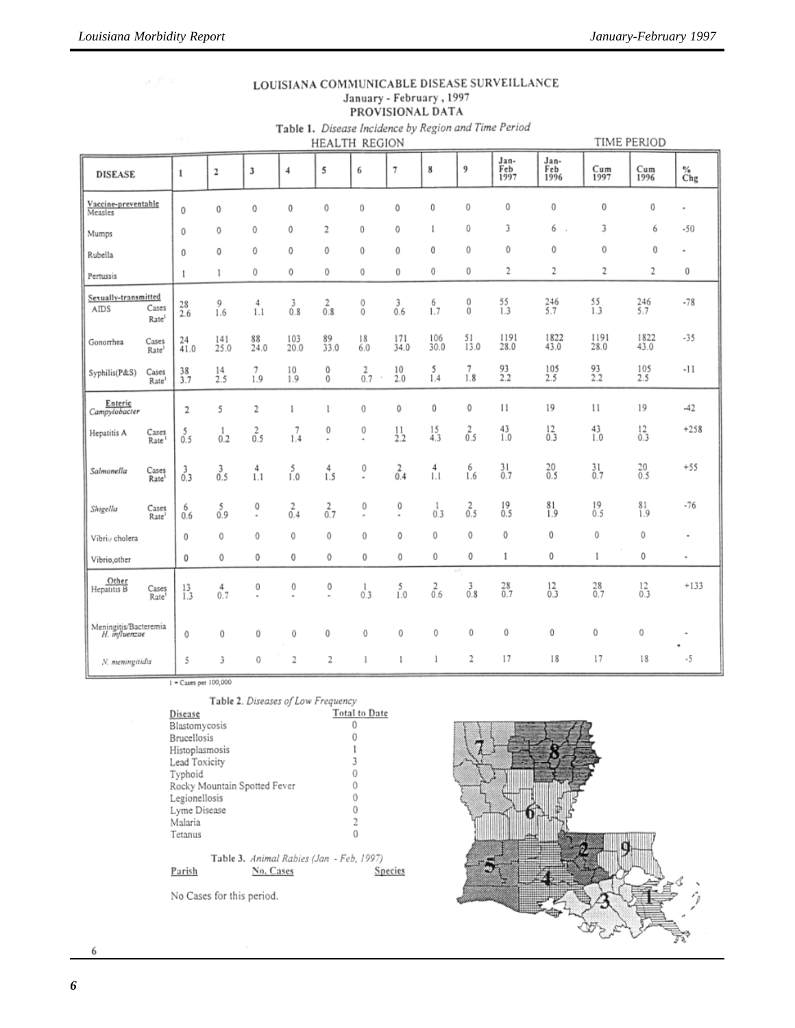# LOUISIANA COMMUNICABLE DISEASE SURVEILLANCE

January - February, 1997

PROVISIONAL DATA

**Table 1.** *Disease Incidence by Region and Time Period*

| DISEASE | | HEALTH REGION | | | | | | | | | TIME PERIOD | | | | |
|---|---|---|---|---|---|---|---|---|---|---|---|---|---|---|---|
| | | 1 | 2 | 3 | 4 | 5 | 6 | 7 | 8 | 9 | Jan-Feb 1997 | Jan-Feb 1996 | Cum 1997 | Cum 1996 | % Chg |
| **Vaccine-preventable** Measles | | 0 | 0 | 0 | 0 | 0 | 0 | 0 | 0 | 0 | 0 | 0 | 0 | 0 | - |
| Mumps | | 0 | 0 | 0 | 0 | 2 | 0 | 0 | 1 | 0 | 3 | 6 | 3 | 6 | -50 |
| Rubella | | 0 | 0 | 0 | 0 | 0 | 0 | 0 | 0 | 0 | 0 | 0 | 0 | 0 | - |
| Pertussis | | 1 | 1 | 0 | 0 | 0 | 0 | 0 | 0 | 0 | 2 | 2 | 2 | 2 | 0 |
| **Sexually-transmitted** AIDS | Cases | 28 | 9 | 4 | 3 | 2 | 0 | 3 | 6 | 0 | 55 | 246 | 55 | 246 | -78 |
| | Rate[1] | 2.6 | 1.6 | 1.1 | 0.8 | 0.8 | 0 | 0.6 | 1.7 | 0 | 1.3 | 5.7 | 1.3 | 5.7 | |
| Gonorrhea | Cases | 24 | 141 | 88 | 103 | 89 | 18 | 171 | 106 | 51 | 1191 | 1822 | 1191 | 1822 | -35 |
| | Rate[1] | 41.0 | 25.0 | 24.0 | 20.0 | 33.0 | 6.0 | 34.0 | 30.0 | 13.0 | 28.0 | 43.0 | 28.0 | 43.0 | |
| Syphilis(P&S) | Cases | 38 | 14 | 7 | 10 | 0 | 2 | 10 | 5 | 7 | 93 | 105 | 93 | 105 | -11 |
| | Rate[1] | 3.7 | 2.5 | 1.9 | 1.9 | 0 | 0.7 | 2.0 | 1.4 | 1.8 | 2.2 | 2.5 | 2.2 | 2.5 | |
| **Enteric** *Campylobacter* | | 2 | 5 | 2 | 1 | 1 | 0 | 0 | 0 | 0 | 11 | 19 | 11 | 19 | -42 |
| Hepatitis A | Cases | 5 | 1 | 2 | 7 | 0 | 0 | 11 | 15 | 2 | 43 | 12 | 43 | 12 | +258 |
| | Rate[1] | 0.5 | 0.2 | 0.5 | 1.4 | - | - | 2.2 | 4.3 | 0.5 | 1.0 | 0.3 | 1.0 | 0.3 | |
| *Salmonella* | Cases | 3 | 3 | 4 | 5 | 4 | 0 | 2 | 4 | 6 | 31 | 20 | 31 | 20 | +55 |
| | Rate[1] | 0.3 | 0.5 | 1.1 | 1.0 | 1.5 | - | 0.4 | 1.1 | 1.6 | 0.7 | 0.5 | 0.7 | 0.5 | |
| *Shigella* | Cases | 6 | 5 | 0 | 2 | 2 | 0 | 0 | 1 | 2 | 19 | 81 | 19 | 81 | -76 |
| | Rate[1] | 0.6 | 0.9 | - | 0.4 | 0.7 | - | - | 0.3 | 0.5 | 0.5 | 1.9 | 0.5 | 1.9 | |
| Vibrio cholera | | 0 | 0 | 0 | 0 | 0 | 0 | 0 | 0 | 0 | 0 | 0 | 0 | 0 | - |
| Vibrio,other | | 0 | 0 | 0 | 0 | 0 | 0 | 0 | 0 | 0 | 1 | 0 | 1 | 0 | - |
| **Other** Hepatitis B | Cases | 13 | 4 | 0 | 0 | 0 | 1 | 5 | 2 | 3 | 28 | 12 | 28 | 12 | +133 |
| | Rate[1] | 1.3 | 0.7 | - | - | - | 0.3 | 1.0 | 0.6 | 0.8 | 0.7 | 0.3 | 0.7 | 0.3 | |
| Meningitis/Bacteremia *H. influenzae* | | 0 | 0 | 0 | 0 | 0 | 0 | 0 | 0 | 0 | 0 | 0 | 0 | 0 | - |
| *N. meningitidis* | | 5 | 3 | 0 | 2 | 2 | 1 | 1 | 1 | 2 | 17 | 18 | 17 | 18 | -5 |

1 = Cases per 100,000

**Table 2.** *Diseases of Low Frequency*

| Disease | Total to Date |
|---|---|
| Blastomycosis | 0 |
| Brucellosis | 0 |
| Histoplasmosis | 1 |
| Lead Toxicity | 3 |
| Typhoid | 0 |
| Rocky Mountain Spotted Fever | 0 |
| Legionellosis | 0 |
| Lyme Disease | 0 |
| Malaria | 2 |
| Tetanus | 0 |

**Table 3.** *Animal Rabies (Jan - Feb, 1997)*

| Parish | No. Cases | Species |
|---|---|---|

No Cases for this period.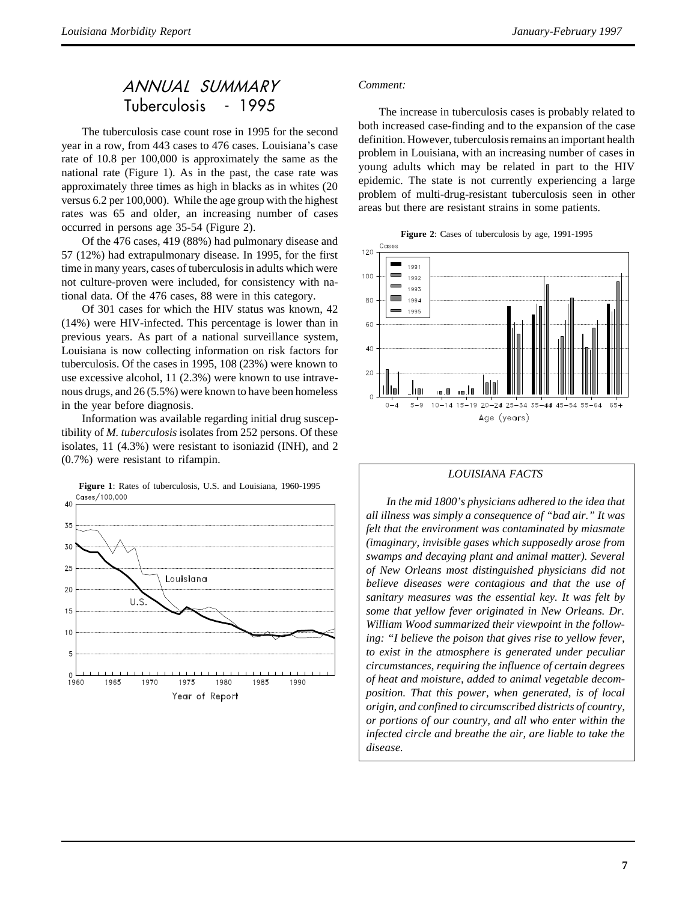# ANNUAL SUMMARY
## Tuberculosis - 1995

The tuberculosis case count rose in 1995 for the second year in a row, from 443 cases to 476 cases. Louisiana's case rate of 10.8 per 100,000 is approximately the same as the national rate (Figure 1). As in the past, the case rate was approximately three times as high in blacks as in whites (20 versus 6.2 per 100,000). While the age group with the highest rates was 65 and older, an increasing number of cases occurred in persons age 35-54 (Figure 2).

Of the 476 cases, 419 (88%) had pulmonary disease and 57 (12%) had extrapulmonary disease. In 1995, for the first time in many years, cases of tuberculosis in adults which were not culture-proven were included, for consistency with national data. Of the 476 cases, 88 were in this category.

Of 301 cases for which the HIV status was known, 42 (14%) were HIV-infected. This percentage is lower than in previous years. As part of a national surveillance system, Louisiana is now collecting information on risk factors for tuberculosis. Of the cases in 1995, 108 (23%) were known to use excessive alcohol, 11 (2.3%) were known to use intravenous drugs, and 26 (5.5%) were known to have been homeless in the year before diagnosis.

Information was available regarding initial drug susceptibility of *M. tuberculosis* isolates from 252 persons. Of these isolates, 11 (4.3%) were resistant to isoniazid (INH), and 2 (0.7%) were resistant to rifampin.

**Figure 1**: Rates of tuberculosis, U.S. and Louisiana, 1960-1995

*Comment:*

The increase in tuberculosis cases is probably related to both increased case-finding and to the expansion of the case definition. However, tuberculosis remains an important health problem in Louisiana, with an increasing number of cases in young adults which may be related in part to the HIV epidemic. The state is not currently experiencing a large problem of multi-drug-resistant tuberculosis seen in other areas but there are resistant strains in some patients.

**Figure 2**: Cases of tuberculosis by age, 1991-1995

### LOUISIANA FACTS

*In the mid 1800's physicians adhered to the idea that all illness was simply a consequence of "bad air." It was felt that the environment was contaminated by miasmate (imaginary, invisible gases which supposedly arose from swamps and decaying plant and animal matter). Several of New Orleans most distinguished physicians did not believe diseases were contagious and that the use of sanitary measures was the essential key. It was felt by some that yellow fever originated in New Orleans. Dr. William Wood summarized their viewpoint in the following: "I believe the poison that gives rise to yellow fever, to exist in the atmosphere is generated under peculiar circumstances, requiring the influence of certain degrees of heat and moisture, added to animal vegetable decomposition. That this power, when generated, is of local origin, and confined to circumscribed districts of country, or portions of our country, and all who enter within the infected circle and breathe the air, are liable to take the disease.*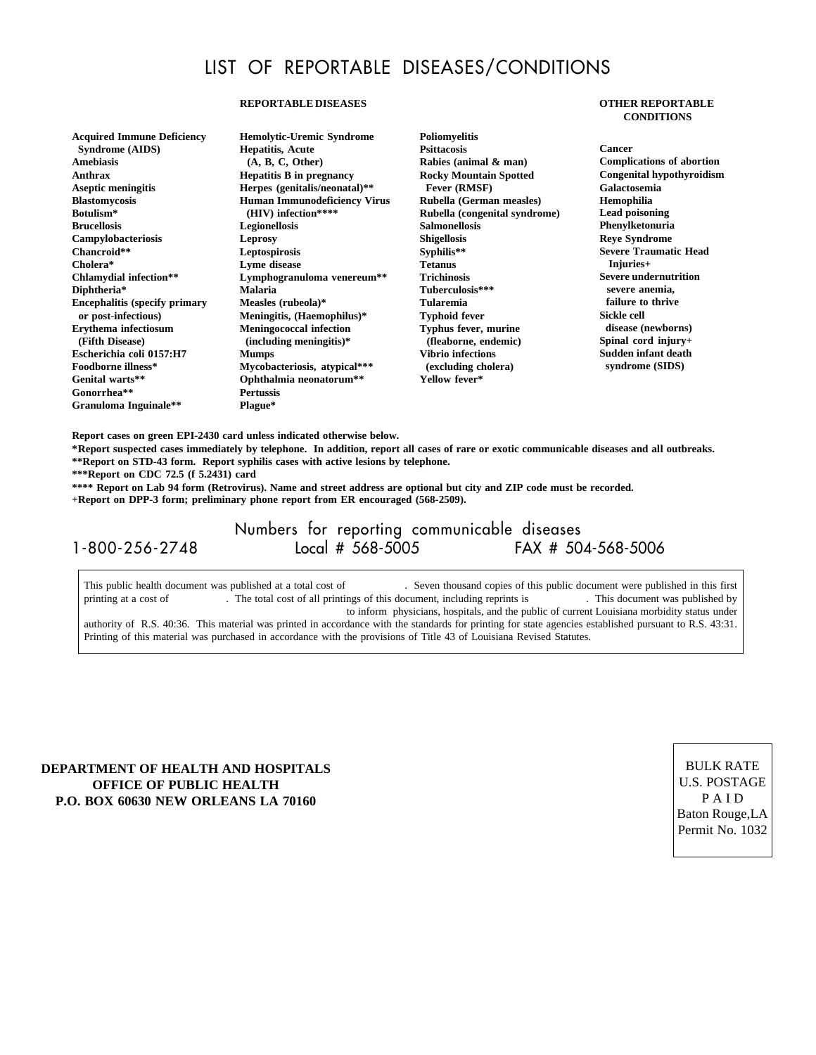# LIST OF REPORTABLE DISEASES/CONDITIONS

## REPORTABLE DISEASES

**Acquired Immune Deficiency Syndrome (AIDS)**
**Amebiasis**
**Anthrax**
**Aseptic meningitis**
**Blastomycosis**
**Botulism***
**Brucellosis**
**Campylobacteriosis**
**Chancroid****
**Cholera***
**Chlamydial infection****
**Diphtheria***
**Encephalitis (specify primary or post-infectious)**
**Erythema infectiosum (Fifth Disease)**
**Escherichia coli 0157:H7**
**Foodborne illness***
**Genital warts****
**Gonorrhea****
**Granuloma Inguinale****

**Hemolytic-Uremic Syndrome**
**Hepatitis, Acute (A, B, C, Other)**
**Hepatitis B in pregnancy**
**Herpes (genitalis/neonatal)****
**Human Immunodeficiency Virus (HIV) infection******
**Legionellosis**
**Leprosy**
**Leptospirosis**
**Lyme disease**
**Lymphogranuloma venereum****
**Malaria**
**Measles (rubeola)***
**Meningitis, (Haemophilus)***
**Meningococcal infection (including meningitis)***
**Mumps**
**Mycobacteriosis, atypical*****
**Ophthalmia neonatorum****
**Pertussis**
**Plague***

**Poliomyelitis**
**Psittacosis**
**Rabies (animal & man)**
**Rocky Mountain Spotted Fever (RMSF)**
**Rubella (German measles)**
**Rubella (congenital syndrome)**
**Salmonellosis**
**Shigellosis**
**Syphilis****
**Tetanus**
**Trichinosis**
**Tuberculosis*****
**Tularemia**
**Typhoid fever**
**Typhus fever, murine (fleaborne, endemic)**
**Vibrio infections (excluding cholera)**
**Yellow fever***

## OTHER REPORTABLE CONDITIONS

**Cancer**
**Complications of abortion**
**Congenital hypothyroidism**
**Galactosemia**
**Hemophilia**
**Lead poisoning**
**Phenylketonuria**
**Reye Syndrome**
**Severe Traumatic Head Injuries+**
**Severe undernutrition severe anemia, failure to thrive**
**Sickle cell disease (newborns)**
**Spinal cord injury+**
**Sudden infant death syndrome (SIDS)**

**Report cases on green EPI-2430 card unless indicated otherwise below.**
***Report suspected cases immediately by telephone. In addition, report all cases of rare or exotic communicable diseases and all outbreaks.**
****Report on STD-43 form. Report syphilis cases with active lesions by telephone.**
*****Report on CDC 72.5 (f 5.2431) card**
****** Report on Lab 94 form (Retrovirus). Name and street address are optional but city and ZIP code must be recorded.**
**+Report on DPP-3 form; preliminary phone report from ER encouraged (568-2509).**

Numbers for reporting communicable diseases

1-800-256-2748 Local # 568-5005 FAX # 504-568-5006

This public health document was published at a total cost of . Seven thousand copies of this public document were published in this first printing at a cost of . The total cost of all printings of this document, including reprints is . This document was published by to inform physicians, hospitals, and the public of current Louisiana morbidity status under authority of R.S. 40:36. This material was printed in accordance with the standards for printing for state agencies established pursuant to R.S. 43:31. Printing of this material was purchased in accordance with the provisions of Title 43 of Louisiana Revised Statutes.

**DEPARTMENT OF HEALTH AND HOSPITALS**
**OFFICE OF PUBLIC HEALTH**
**P.O. BOX 60630 NEW ORLEANS LA 70160**

BULK RATE
U.S. POSTAGE
P A I D
Baton Rouge,LA
Permit No. 1032